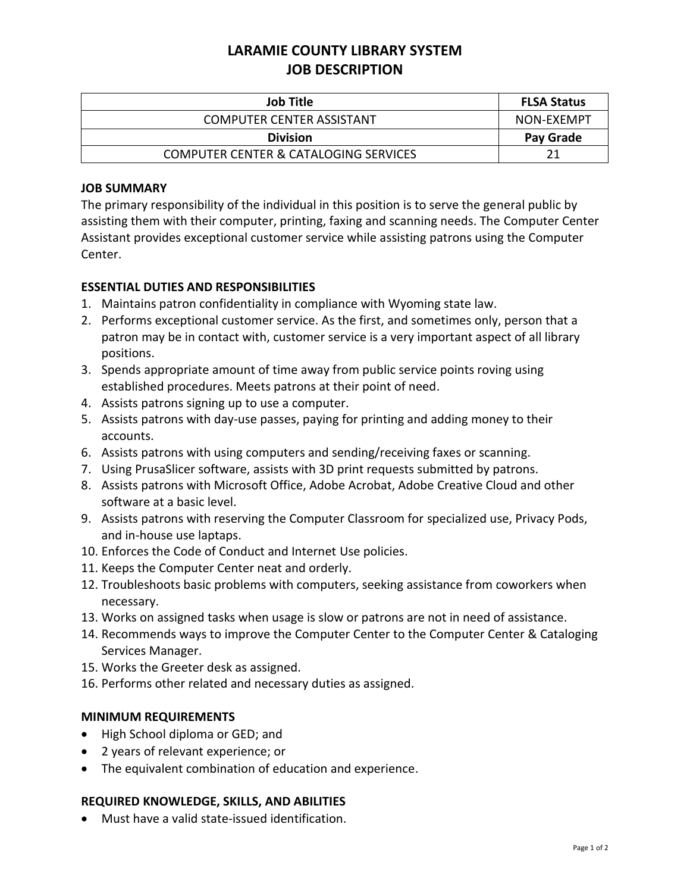# LARAMIE COUNTY LIBRARY SYSTEM
# JOB DESCRIPTION

| Job Title | FLSA Status |
|---|---|
| COMPUTER CENTER ASSISTANT | NON-EXEMPT |
| **Division** | **Pay Grade** |
| COMPUTER CENTER & CATALOGING SERVICES | 21 |

## JOB SUMMARY

The primary responsibility of the individual in this position is to serve the general public by assisting them with their computer, printing, faxing and scanning needs. The Computer Center Assistant provides exceptional customer service while assisting patrons using the Computer Center.

## ESSENTIAL DUTIES AND RESPONSIBILITIES

1. Maintains patron confidentiality in compliance with Wyoming state law.
2. Performs exceptional customer service. As the first, and sometimes only, person that a patron may be in contact with, customer service is a very important aspect of all library positions.
3. Spends appropriate amount of time away from public service points roving using established procedures. Meets patrons at their point of need.
4. Assists patrons signing up to use a computer.
5. Assists patrons with day-use passes, paying for printing and adding money to their accounts.
6. Assists patrons with using computers and sending/receiving faxes or scanning.
7. Using PrusaSlicer software, assists with 3D print requests submitted by patrons.
8. Assists patrons with Microsoft Office, Adobe Acrobat, Adobe Creative Cloud and other software at a basic level.
9. Assists patrons with reserving the Computer Classroom for specialized use, Privacy Pods, and in-house use laptaps.
10. Enforces the Code of Conduct and Internet Use policies.
11. Keeps the Computer Center neat and orderly.
12. Troubleshoots basic problems with computers, seeking assistance from coworkers when necessary.
13. Works on assigned tasks when usage is slow or patrons are not in need of assistance.
14. Recommends ways to improve the Computer Center to the Computer Center & Cataloging Services Manager.
15. Works the Greeter desk as assigned.
16. Performs other related and necessary duties as assigned.

## MINIMUM REQUIREMENTS

- High School diploma or GED; and
- 2 years of relevant experience; or
- The equivalent combination of education and experience.

## REQUIRED KNOWLEDGE, SKILLS, AND ABILITIES

- Must have a valid state-issued identification.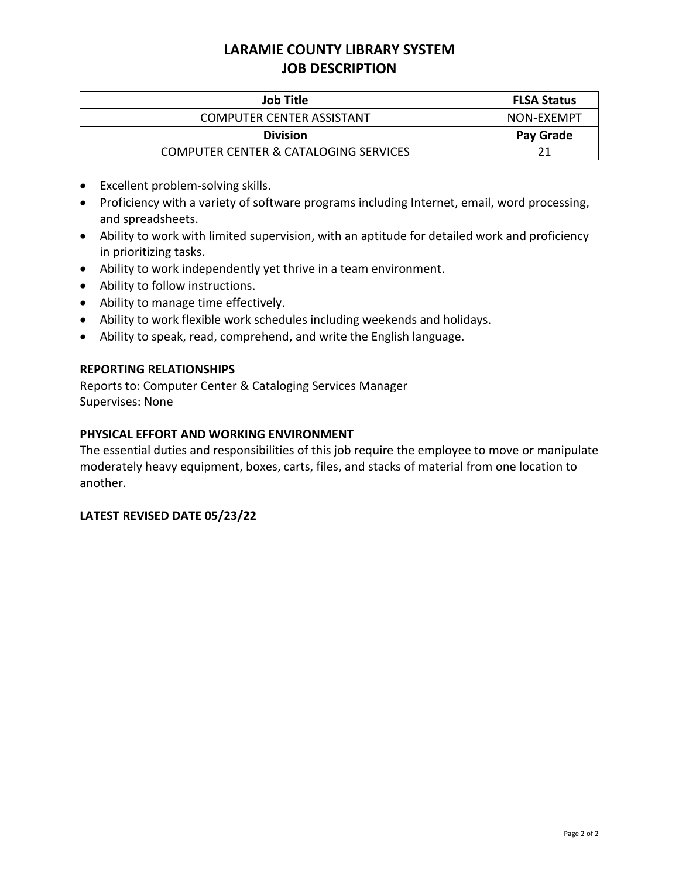# LARAMIE COUNTY LIBRARY SYSTEM
# JOB DESCRIPTION

| Job Title | FLSA Status |
|---|---|
| COMPUTER CENTER ASSISTANT | NON-EXEMPT |
| **Division** | **Pay Grade** |
| COMPUTER CENTER & CATALOGING SERVICES | 21 |

- Excellent problem-solving skills.
- Proficiency with a variety of software programs including Internet, email, word processing, and spreadsheets.
- Ability to work with limited supervision, with an aptitude for detailed work and proficiency in prioritizing tasks.
- Ability to work independently yet thrive in a team environment.
- Ability to follow instructions.
- Ability to manage time effectively.
- Ability to work flexible work schedules including weekends and holidays.
- Ability to speak, read, comprehend, and write the English language.

**REPORTING RELATIONSHIPS**

Reports to: Computer Center & Cataloging Services Manager
Supervises: None

**PHYSICAL EFFORT AND WORKING ENVIRONMENT**

The essential duties and responsibilities of this job require the employee to move or manipulate moderately heavy equipment, boxes, carts, files, and stacks of material from one location to another.

**LATEST REVISED DATE 05/23/22**